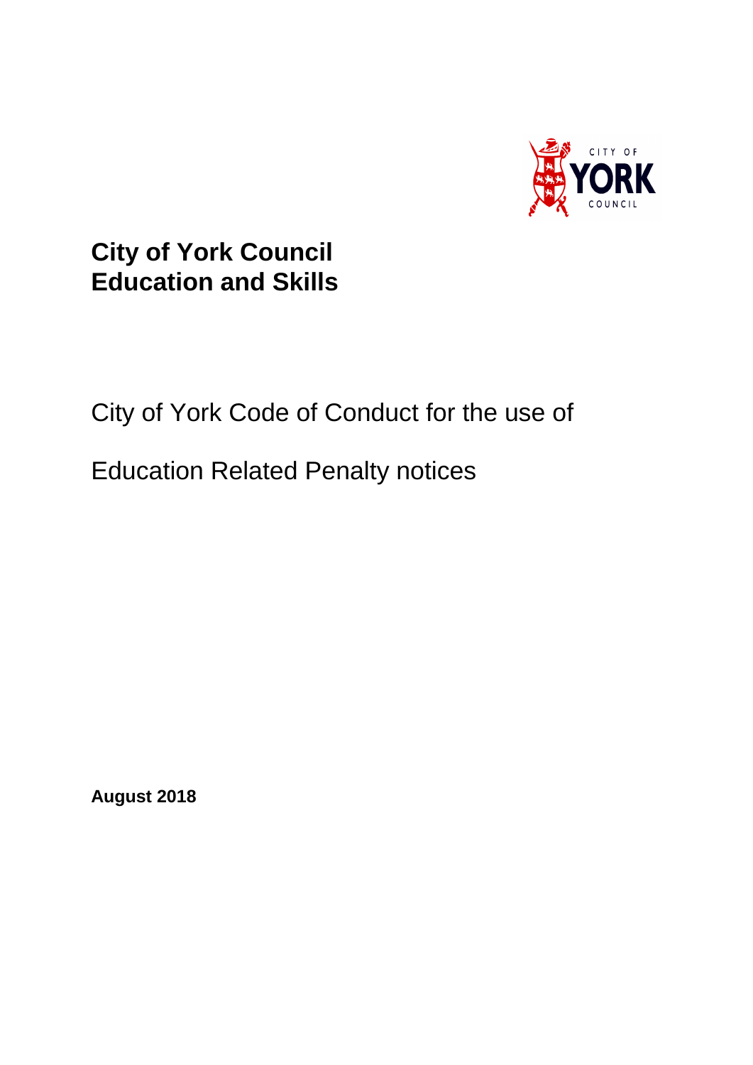# City of York Council
# Education and Skills

City of York Code of Conduct for the use of

Education Related Penalty notices

**August 2018**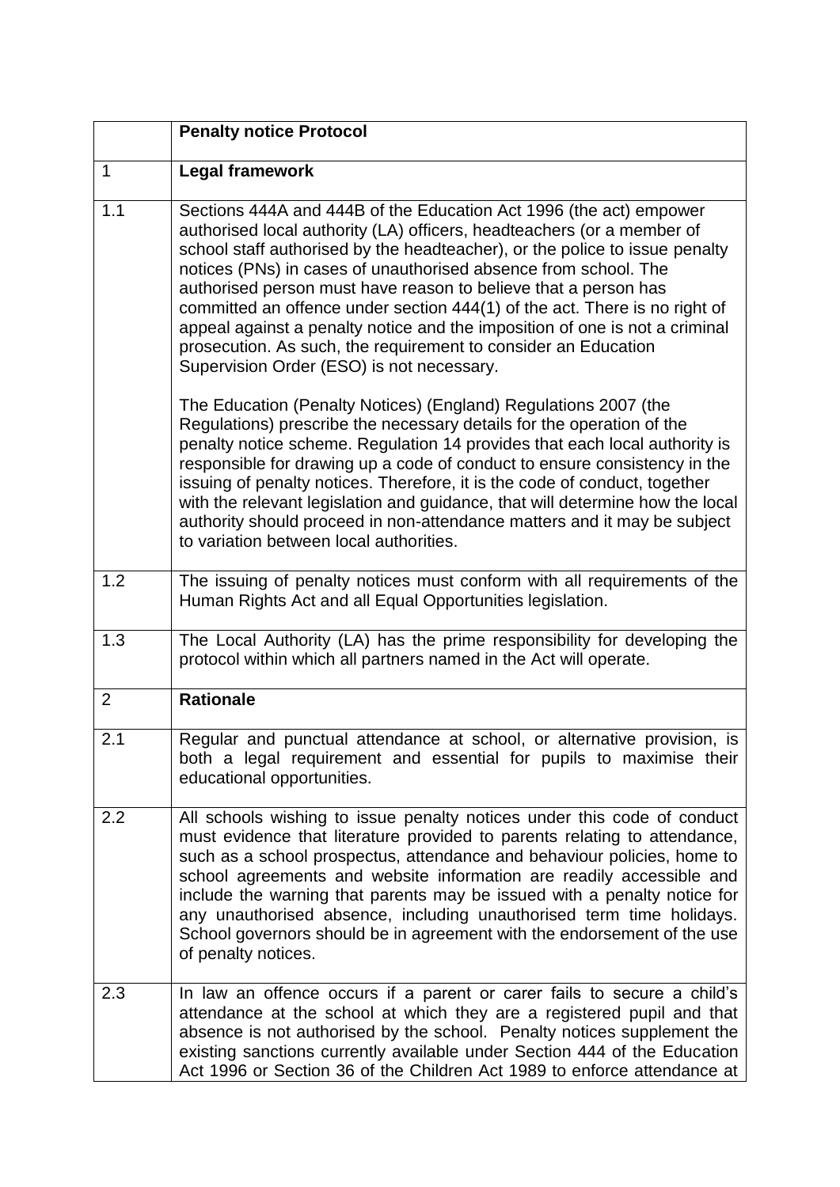|  | **Penalty notice Protocol** |
| --- | --- |
| 1 | **Legal framework** |
| 1.1 | Sections 444A and 444B of the Education Act 1996 (the act) empower authorised local authority (LA) officers, headteachers (or a member of school staff authorised by the headteacher), or the police to issue penalty notices (PNs) in cases of unauthorised absence from school. The authorised person must have reason to believe that a person has committed an offence under section 444(1) of the act. There is no right of appeal against a penalty notice and the imposition of one is not a criminal prosecution. As such, the requirement to consider an Education Supervision Order (ESO) is not necessary.<br><br>The Education (Penalty Notices) (England) Regulations 2007 (the Regulations) prescribe the necessary details for the operation of the penalty notice scheme. Regulation 14 provides that each local authority is responsible for drawing up a code of conduct to ensure consistency in the issuing of penalty notices. Therefore, it is the code of conduct, together with the relevant legislation and guidance, that will determine how the local authority should proceed in non-attendance matters and it may be subject to variation between local authorities. |
| 1.2 | The issuing of penalty notices must conform with all requirements of the Human Rights Act and all Equal Opportunities legislation. |
| 1.3 | The Local Authority (LA) has the prime responsibility for developing the protocol within which all partners named in the Act will operate. |
| 2 | **Rationale** |
| 2.1 | Regular and punctual attendance at school, or alternative provision, is both a legal requirement and essential for pupils to maximise their educational opportunities. |
| 2.2 | All schools wishing to issue penalty notices under this code of conduct must evidence that literature provided to parents relating to attendance, such as a school prospectus, attendance and behaviour policies, home to school agreements and website information are readily accessible and include the warning that parents may be issued with a penalty notice for any unauthorised absence, including unauthorised term time holidays. School governors should be in agreement with the endorsement of the use of penalty notices. |
| 2.3 | In law an offence occurs if a parent or carer fails to secure a child's attendance at the school at which they are a registered pupil and that absence is not authorised by the school. Penalty notices supplement the existing sanctions currently available under Section 444 of the Education Act 1996 or Section 36 of the Children Act 1989 to enforce attendance at |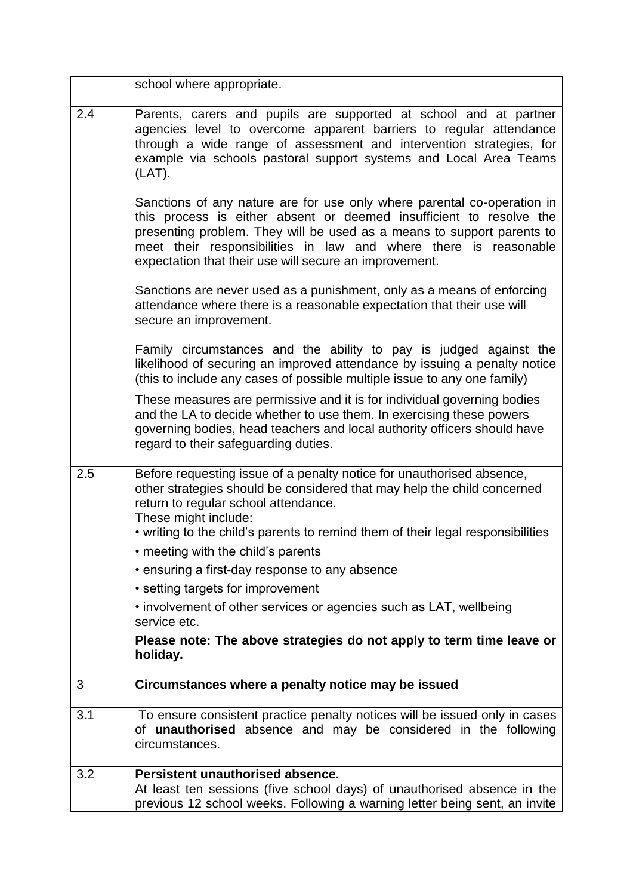| | |
|---|---|
| | school where appropriate. |
| 2.4 | Parents, carers and pupils are supported at school and at partner agencies level to overcome apparent barriers to regular attendance through a wide range of assessment and intervention strategies, for example via schools pastoral support systems and Local Area Teams (LAT).<br><br>Sanctions of any nature are for use only where parental co-operation in this process is either absent or deemed insufficient to resolve the presenting problem. They will be used as a means to support parents to meet their responsibilities in law and where there is reasonable expectation that their use will secure an improvement.<br><br>Sanctions are never used as a punishment, only as a means of enforcing attendance where there is a reasonable expectation that their use will secure an improvement.<br><br>Family circumstances and the ability to pay is judged against the likelihood of securing an improved attendance by issuing a penalty notice (this to include any cases of possible multiple issue to any one family)<br><br>These measures are permissive and it is for individual governing bodies and the LA to decide whether to use them. In exercising these powers governing bodies, head teachers and local authority officers should have regard to their safeguarding duties. |
| 2.5 | Before requesting issue of a penalty notice for unauthorised absence, other strategies should be considered that may help the child concerned return to regular school attendance.<br>These might include:<br>• writing to the child's parents to remind them of their legal responsibilities<br>• meeting with the child's parents<br>• ensuring a first-day response to any absence<br>• setting targets for improvement<br>• involvement of other services or agencies such as LAT, wellbeing service etc.<br>**Please note: The above strategies do not apply to term time leave or holiday.** |
| 3 | **Circumstances where a penalty notice may be issued** |
| 3.1 | To ensure consistent practice penalty notices will be issued only in cases of **unauthorised** absence and may be considered in the following circumstances. |
| 3.2 | **Persistent unauthorised absence.**<br>At least ten sessions (five school days) of unauthorised absence in the previous 12 school weeks. Following a warning letter being sent, an invite |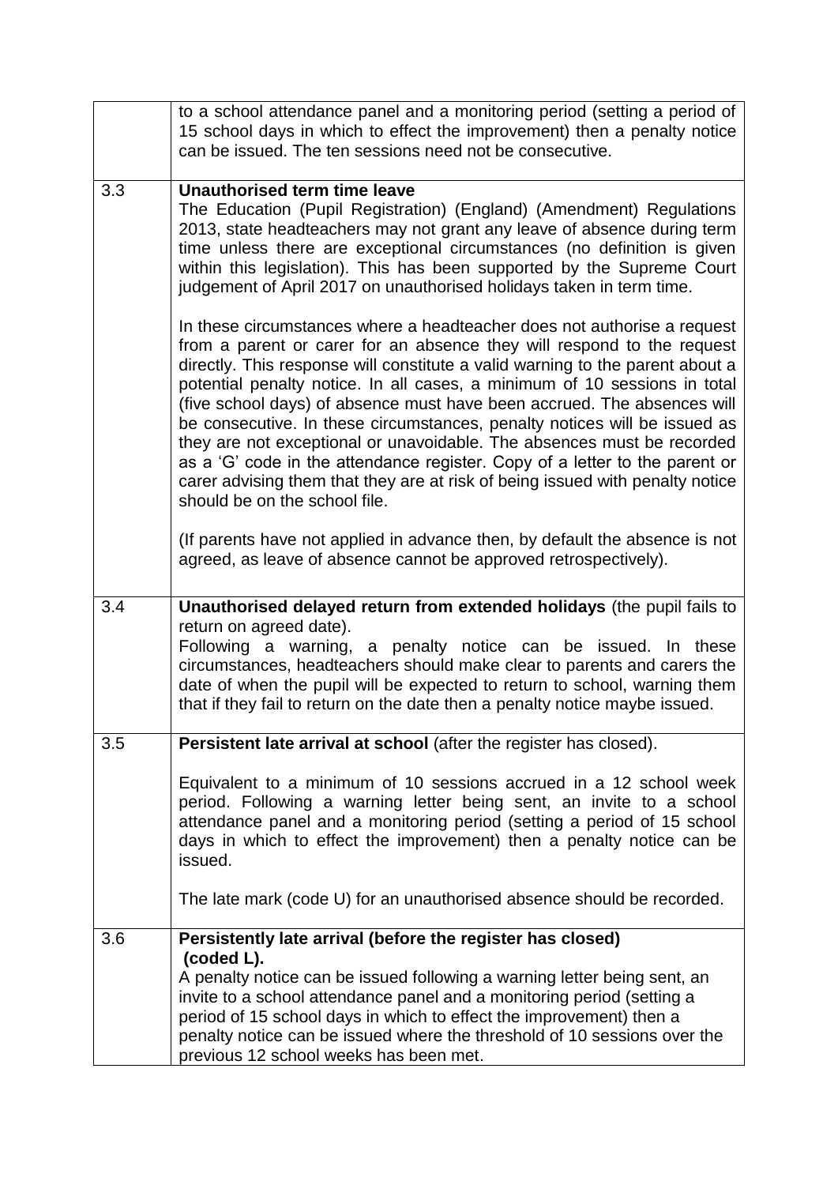| | |
|---|---|
| | to a school attendance panel and a monitoring period (setting a period of 15 school days in which to effect the improvement) then a penalty notice can be issued. The ten sessions need not be consecutive. |
| 3.3 | **Unauthorised term time leave**<br>The Education (Pupil Registration) (England) (Amendment) Regulations 2013, state headteachers may not grant any leave of absence during term time unless there are exceptional circumstances (no definition is given within this legislation). This has been supported by the Supreme Court judgement of April 2017 on unauthorised holidays taken in term time.<br><br>In these circumstances where a headteacher does not authorise a request from a parent or carer for an absence they will respond to the request directly. This response will constitute a valid warning to the parent about a potential penalty notice. In all cases, a minimum of 10 sessions in total (five school days) of absence must have been accrued. The absences will be consecutive. In these circumstances, penalty notices will be issued as they are not exceptional or unavoidable. The absences must be recorded as a 'G' code in the attendance register. Copy of a letter to the parent or carer advising them that they are at risk of being issued with penalty notice should be on the school file.<br><br>(If parents have not applied in advance then, by default the absence is not agreed, as leave of absence cannot be approved retrospectively). |
| 3.4 | **Unauthorised delayed return from extended holidays** (the pupil fails to return on agreed date).<br>Following a warning, a penalty notice can be issued. In these circumstances, headteachers should make clear to parents and carers the date of when the pupil will be expected to return to school, warning them that if they fail to return on the date then a penalty notice maybe issued. |
| 3.5 | **Persistent late arrival at school** (after the register has closed).<br><br>Equivalent to a minimum of 10 sessions accrued in a 12 school week period. Following a warning letter being sent, an invite to a school attendance panel and a monitoring period (setting a period of 15 school days in which to effect the improvement) then a penalty notice can be issued.<br><br>The late mark (code U) for an unauthorised absence should be recorded. |
| 3.6 | **Persistently late arrival (before the register has closed) (coded L).**<br>A penalty notice can be issued following a warning letter being sent, an invite to a school attendance panel and a monitoring period (setting a period of 15 school days in which to effect the improvement) then a penalty notice can be issued where the threshold of 10 sessions over the previous 12 school weeks has been met. |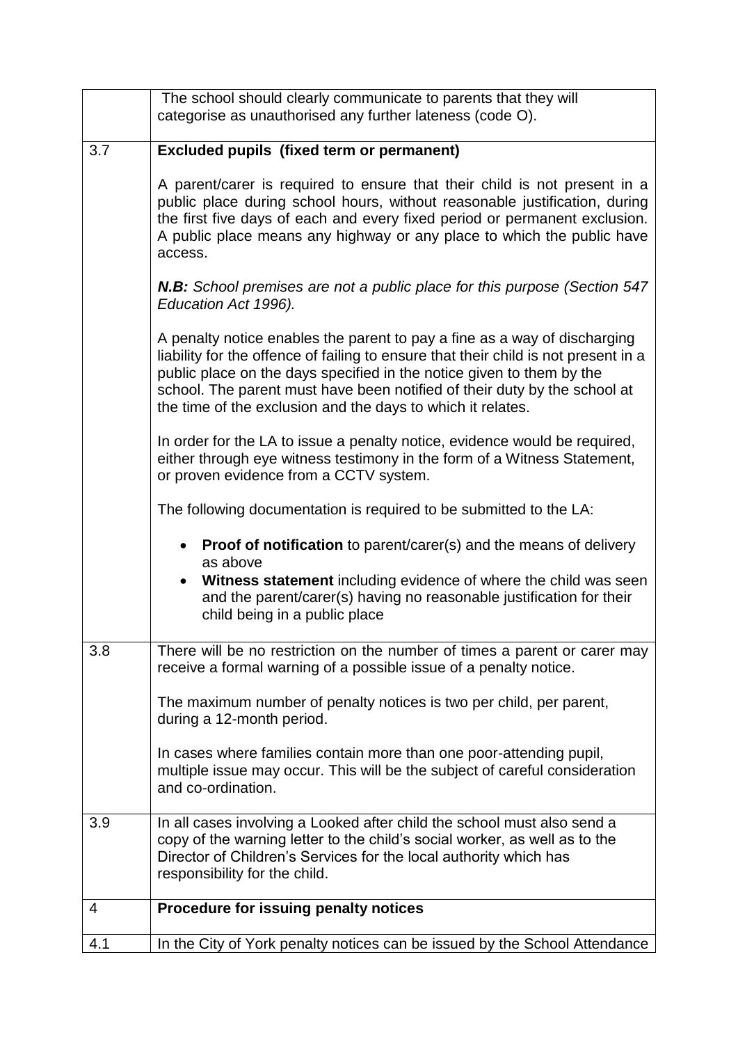| | |
|---|---|
| | The school should clearly communicate to parents that they will categorise as unauthorised any further lateness (code O). |
| 3.7 | **Excluded pupils (fixed term or permanent)**<br><br>A parent/carer is required to ensure that their child is not present in a public place during school hours, without reasonable justification, during the first five days of each and every fixed period or permanent exclusion. A public place means any highway or any place to which the public have access.<br><br>***N.B:*** *School premises are not a public place for this purpose (Section 547 Education Act 1996).*<br><br>A penalty notice enables the parent to pay a fine as a way of discharging liability for the offence of failing to ensure that their child is not present in a public place on the days specified in the notice given to them by the school. The parent must have been notified of their duty by the school at the time of the exclusion and the days to which it relates.<br><br>In order for the LA to issue a penalty notice, evidence would be required, either through eye witness testimony in the form of a Witness Statement, or proven evidence from a CCTV system.<br><br>The following documentation is required to be submitted to the LA:<br><br>• **Proof of notification** to parent/carer(s) and the means of delivery as above<br>• **Witness statement** including evidence of where the child was seen and the parent/carer(s) having no reasonable justification for their child being in a public place |
| 3.8 | There will be no restriction on the number of times a parent or carer may receive a formal warning of a possible issue of a penalty notice.<br><br>The maximum number of penalty notices is two per child, per parent, during a 12-month period.<br><br>In cases where families contain more than one poor-attending pupil, multiple issue may occur. This will be the subject of careful consideration and co-ordination. |
| 3.9 | In all cases involving a Looked after child the school must also send a copy of the warning letter to the child's social worker, as well as to the Director of Children's Services for the local authority which has responsibility for the child. |
| 4 | **Procedure for issuing penalty notices** |
| 4.1 | In the City of York penalty notices can be issued by the School Attendance |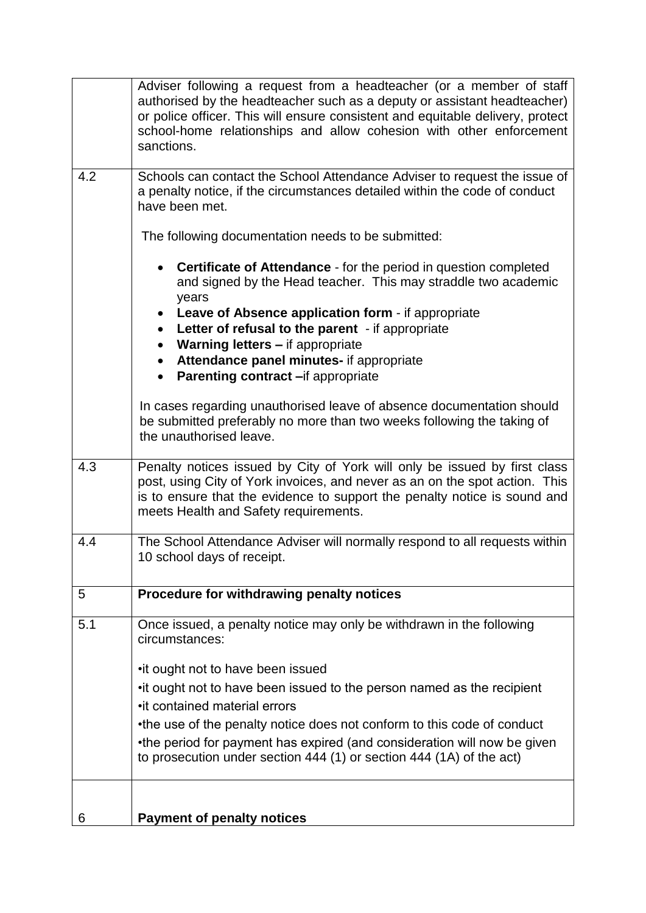| | |
|---|---|
| | Adviser following a request from a headteacher (or a member of staff authorised by the headteacher such as a deputy or assistant headteacher) or police officer. This will ensure consistent and equitable delivery, protect school-home relationships and allow cohesion with other enforcement sanctions. |
| 4.2 | Schools can contact the School Attendance Adviser to request the issue of a penalty notice, if the circumstances detailed within the code of conduct have been met.<br><br>The following documentation needs to be submitted:<br><br>• **Certificate of Attendance** - for the period in question completed and signed by the Head teacher. This may straddle two academic years<br>• **Leave of Absence application form** - if appropriate<br>• **Letter of refusal to the parent** - if appropriate<br>• **Warning letters –** if appropriate<br>• **Attendance panel minutes-** if appropriate<br>• **Parenting contract –**if appropriate<br><br>In cases regarding unauthorised leave of absence documentation should be submitted preferably no more than two weeks following the taking of the unauthorised leave. |
| 4.3 | Penalty notices issued by City of York will only be issued by first class post, using City of York invoices, and never as an on the spot action. This is to ensure that the evidence to support the penalty notice is sound and meets Health and Safety requirements. |
| 4.4 | The School Attendance Adviser will normally respond to all requests within 10 school days of receipt. |
| 5 | **Procedure for withdrawing penalty notices** |
| 5.1 | Once issued, a penalty notice may only be withdrawn in the following circumstances:<br><br>•it ought not to have been issued<br>•it ought not to have been issued to the person named as the recipient<br>•it contained material errors<br>•the use of the penalty notice does not conform to this code of conduct<br>•the period for payment has expired (and consideration will now be given to prosecution under section 444 (1) or section 444 (1A) of the act) |
| 6 | **Payment of penalty notices** |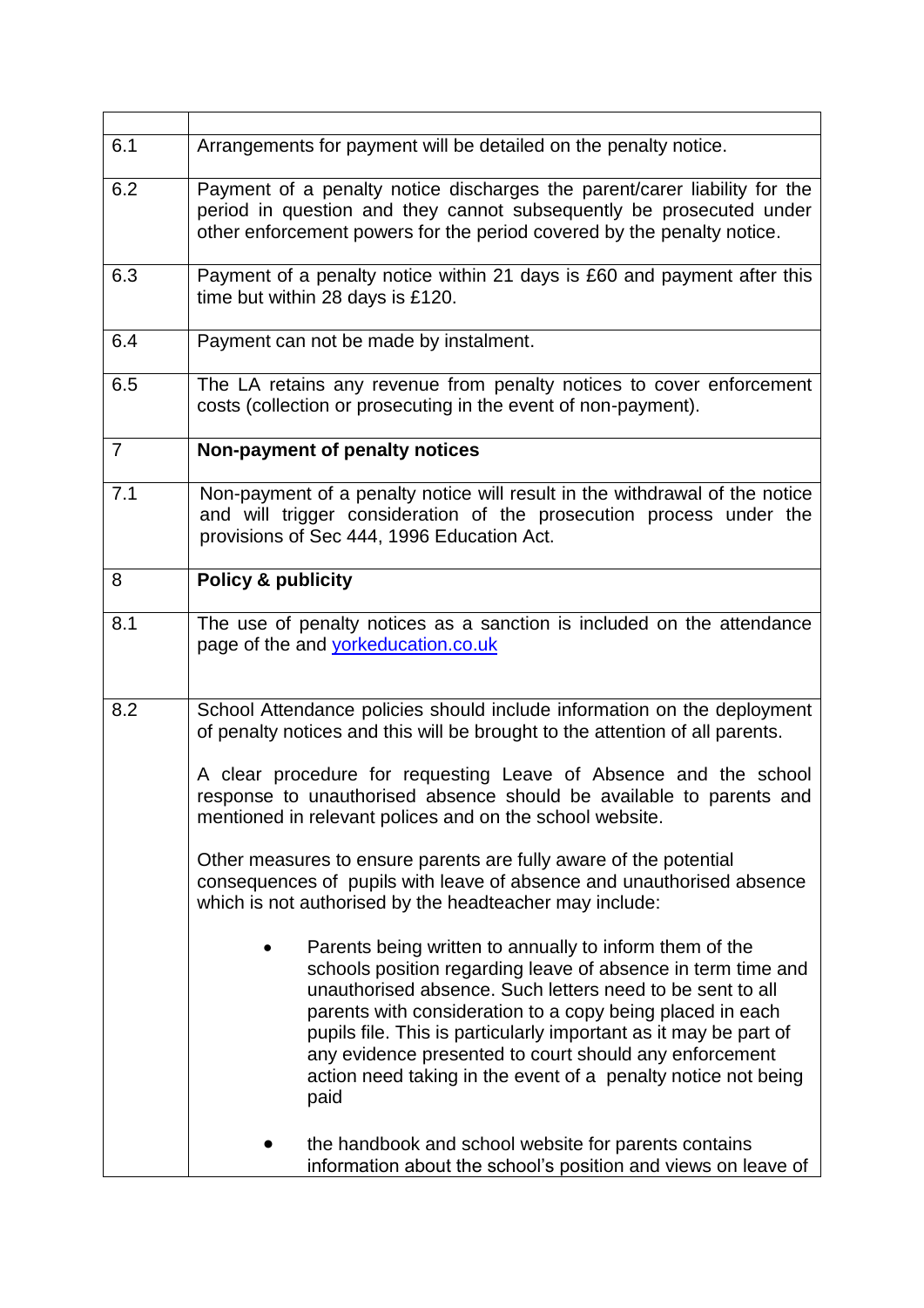| | |
|---|---|
| 6.1 | Arrangements for payment will be detailed on the penalty notice. |
| 6.2 | Payment of a penalty notice discharges the parent/carer liability for the period in question and they cannot subsequently be prosecuted under other enforcement powers for the period covered by the penalty notice. |
| 6.3 | Payment of a penalty notice within 21 days is £60 and payment after this time but within 28 days is £120. |
| 6.4 | Payment can not be made by instalment. |
| 6.5 | The LA retains any revenue from penalty notices to cover enforcement costs (collection or prosecuting in the event of non-payment). |
| 7 | **Non-payment of penalty notices** |
| 7.1 | Non-payment of a penalty notice will result in the withdrawal of the notice and will trigger consideration of the prosecution process under the provisions of Sec 444, 1996 Education Act. |
| 8 | **Policy & publicity** |
| 8.1 | The use of penalty notices as a sanction is included on the attendance page of the and [yorkeducation.co.uk](yorkeducation.co.uk) |
| 8.2 | School Attendance policies should include information on the deployment of penalty notices and this will be brought to the attention of all parents.<br><br>A clear procedure for requesting Leave of Absence and the school response to unauthorised absence should be available to parents and mentioned in relevant polices and on the school website.<br><br>Other measures to ensure parents are fully aware of the potential consequences of pupils with leave of absence and unauthorised absence which is not authorised by the headteacher may include:<br><br>• Parents being written to annually to inform them of the schools position regarding leave of absence in term time and unauthorised absence. Such letters need to be sent to all parents with consideration to a copy being placed in each pupils file. This is particularly important as it may be part of any evidence presented to court should any enforcement action need taking in the event of a penalty notice not being paid<br><br>• the handbook and school website for parents contains information about the school's position and views on leave of |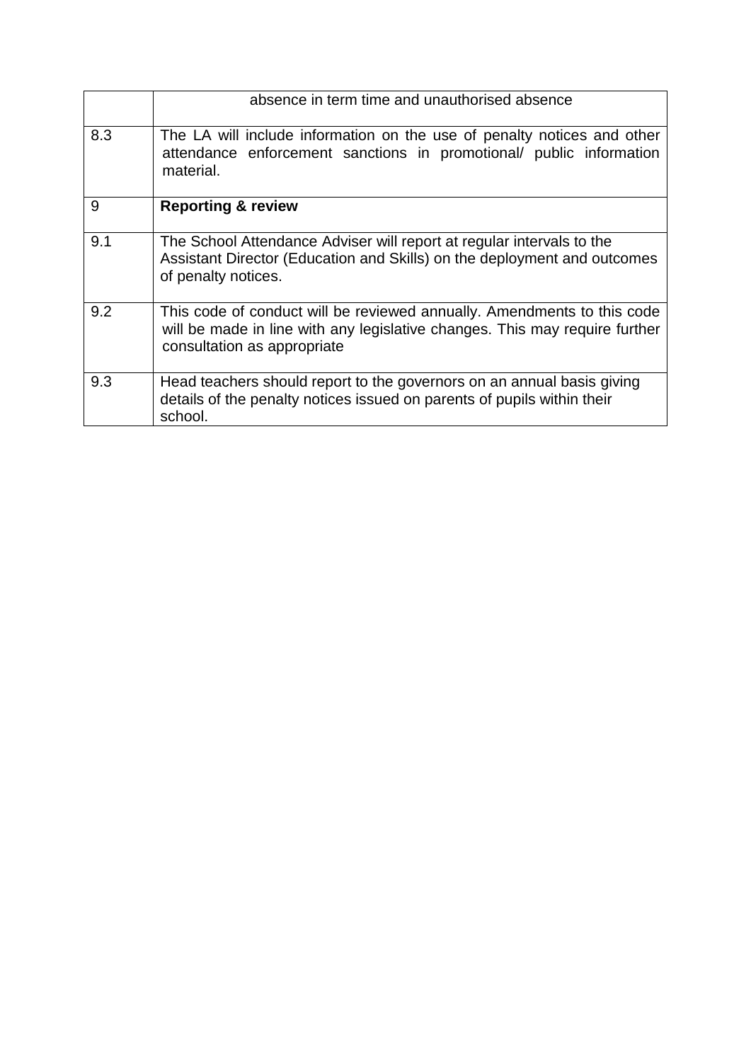| | |
|---|---|
| | absence in term time and unauthorised absence |
| 8.3 | The LA will include information on the use of penalty notices and other attendance enforcement sanctions in promotional/ public information material. |
| 9 | **Reporting & review** |
| 9.1 | The School Attendance Adviser will report at regular intervals to the Assistant Director (Education and Skills) on the deployment and outcomes of penalty notices. |
| 9.2 | This code of conduct will be reviewed annually. Amendments to this code will be made in line with any legislative changes. This may require further consultation as appropriate |
| 9.3 | Head teachers should report to the governors on an annual basis giving details of the penalty notices issued on parents of pupils within their school. |